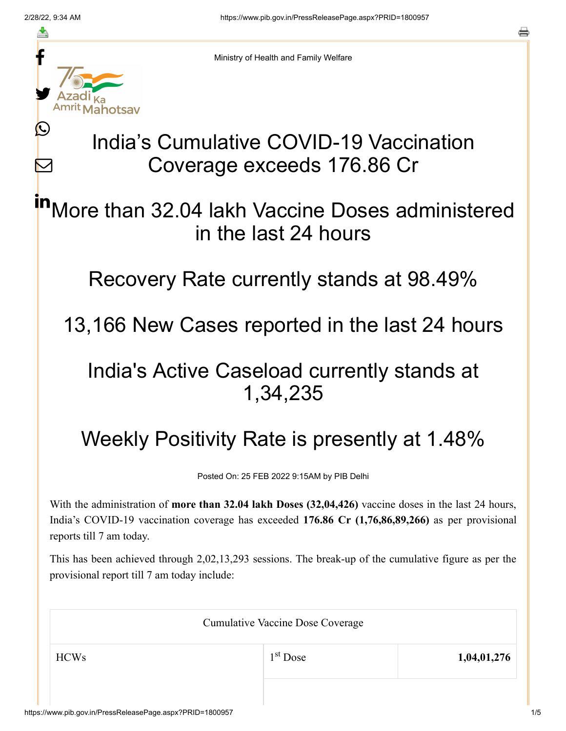Ministry of Health and Family Welfare

# India's Cumulative COVID-19 Vaccination Coverage exceeds 176.86 Cr

## More than 32.04 lakh Vaccine Doses administered in the last 24 hours

## Recovery Rate currently stands at 98.49%

## 13,166 New Cases reported in the last 24 hours

## India's Active Caseload currently stands at 1,34,235

## Weekly Positivity Rate is presently at 1.48%

Posted On: 25 FEB 2022 9:15AM by PIB Delhi

With the administration of **more than 32.04 lakh Doses (32,04,426)** vaccine doses in the last 24 hours, India's COVID-19 vaccination coverage has exceeded **176.86 Cr (1,76,86,89,266)** as per provisional reports till 7 am today.

This has been achieved through 2,02,13,293 sessions. The break-up of the cumulative figure as per the provisional report till 7 am today include:

| Cumulative Vaccine Dose Coverage | | |
|---|---|---|
| HCWs | 1st Dose | **1,04,01,276** |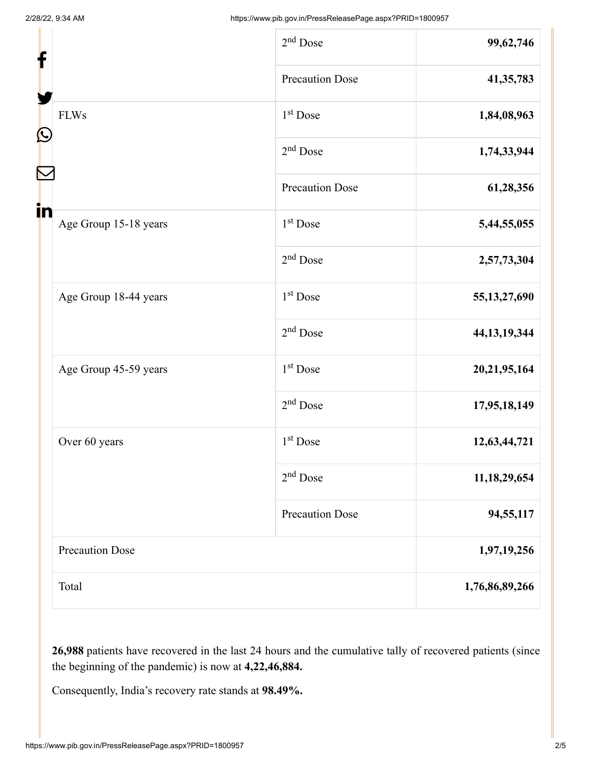| | | |
|---|---|---|
| | 2nd Dose | **99,62,746** |
| | Precaution Dose | **41,35,783** |
| FLWs | 1st Dose | **1,84,08,963** |
| | 2nd Dose | **1,74,33,944** |
| | Precaution Dose | **61,28,356** |
| Age Group 15-18 years | 1st Dose | **5,44,55,055** |
| | 2nd Dose | **2,57,73,304** |
| Age Group 18-44 years | 1st Dose | **55,13,27,690** |
| | 2nd Dose | **44,13,19,344** |
| Age Group 45-59 years | 1st Dose | **20,21,95,164** |
| | 2nd Dose | **17,95,18,149** |
| Over 60 years | 1st Dose | **12,63,44,721** |
| | 2nd Dose | **11,18,29,654** |
| | Precaution Dose | **94,55,117** |
| Precaution Dose | | **1,97,19,256** |
| Total | | **1,76,86,89,266** |

**26,988** patients have recovered in the last 24 hours and the cumulative tally of recovered patients (since the beginning of the pandemic) is now at **4,22,46,884.**

Consequently, India's recovery rate stands at **98.49%.**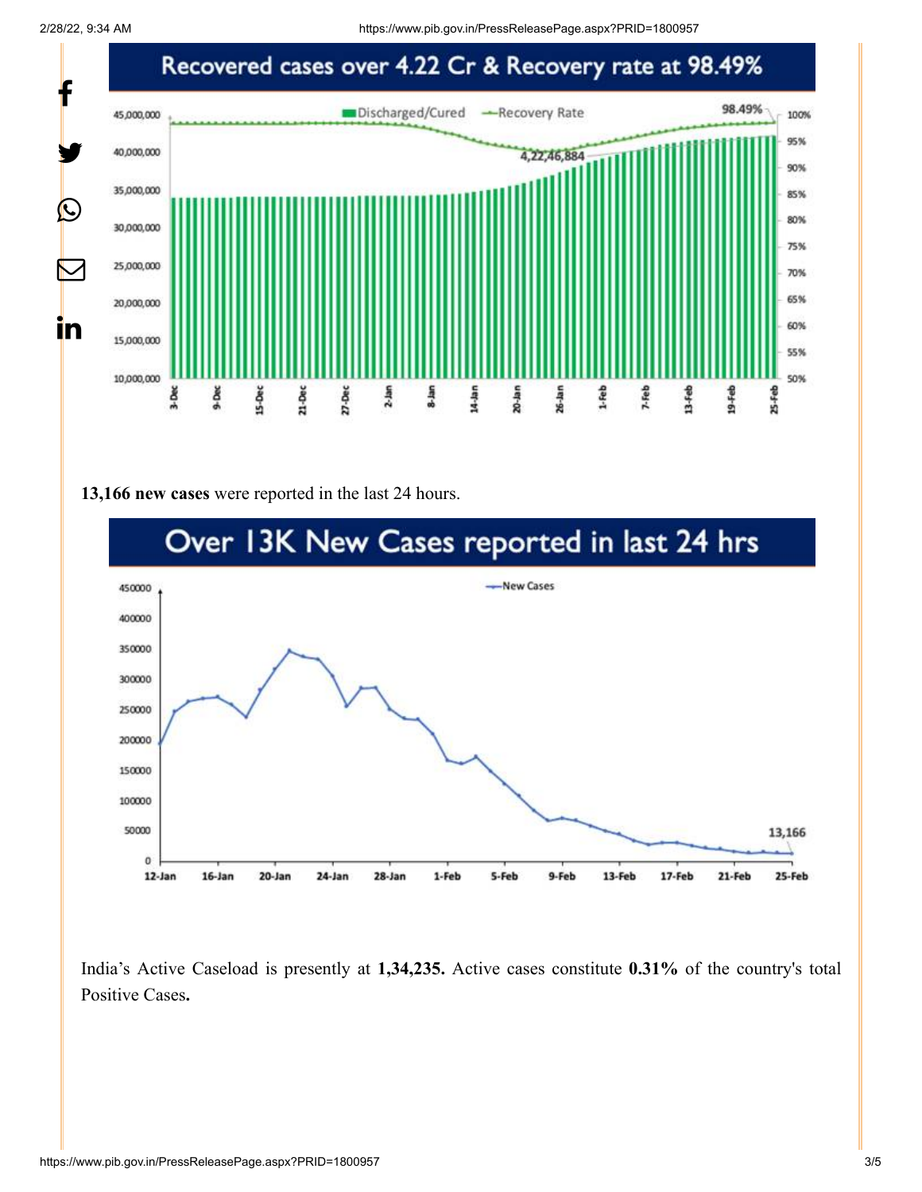## Recovered cases over 4.22 Cr & Recovery rate at 98.49%

**13,166 new cases** were reported in the last 24 hours.

## Over 13K New Cases reported in last 24 hrs

India's Active Caseload is presently at **1,34,235.** Active cases constitute **0.31%** of the country's total Positive Cases**.**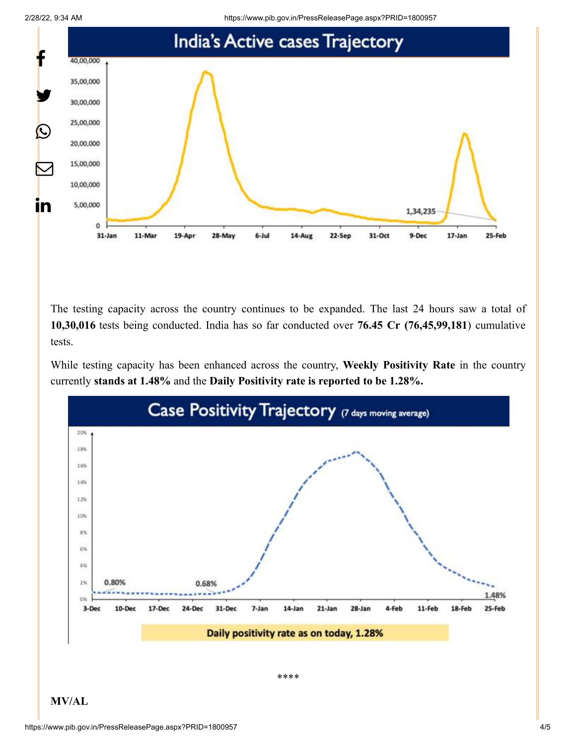India's Active cases Trajectory

The testing capacity across the country continues to be expanded. The last 24 hours saw a total of **10,30,016** tests being conducted. India has so far conducted over **76.45 Cr (76,45,99,181**) cumulative tests.

While testing capacity has been enhanced across the country, **Weekly Positivity Rate** in the country currently **stands at 1.48%** and the **Daily Positivity rate is reported to be 1.28%.**

Case Positivity Trajectory (7 days moving average)

Daily positivity rate as on today, 1.28%

****

**MV/AL**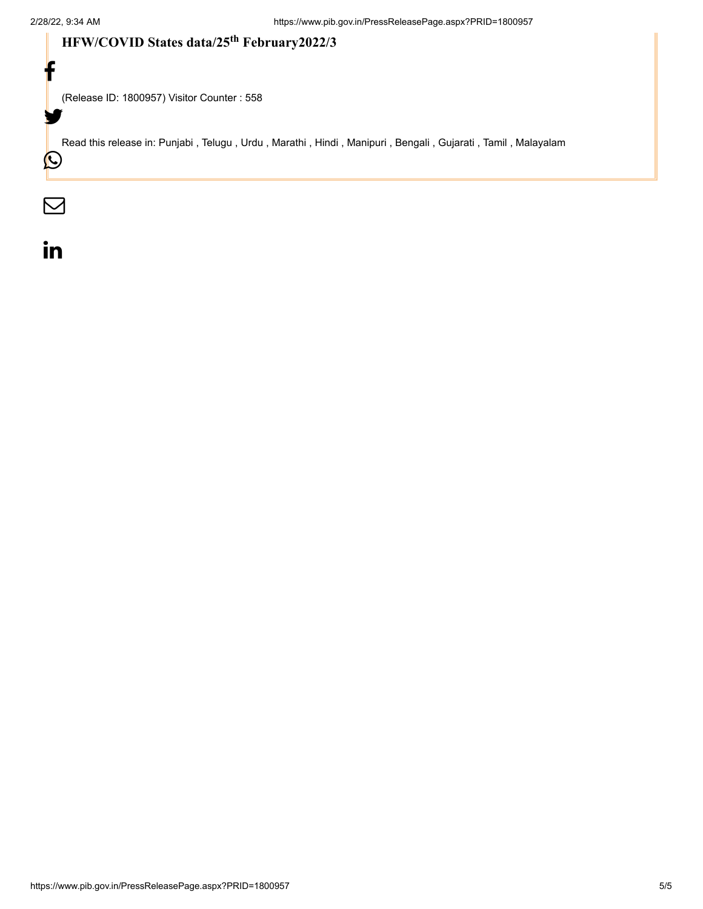**HFW/COVID States data/25th February2022/3**

(Release ID: 1800957) Visitor Counter : 558

Read this release in: Punjabi , Telugu , Urdu , Marathi , Hindi , Manipuri , Bengali , Gujarati , Tamil , Malayalam